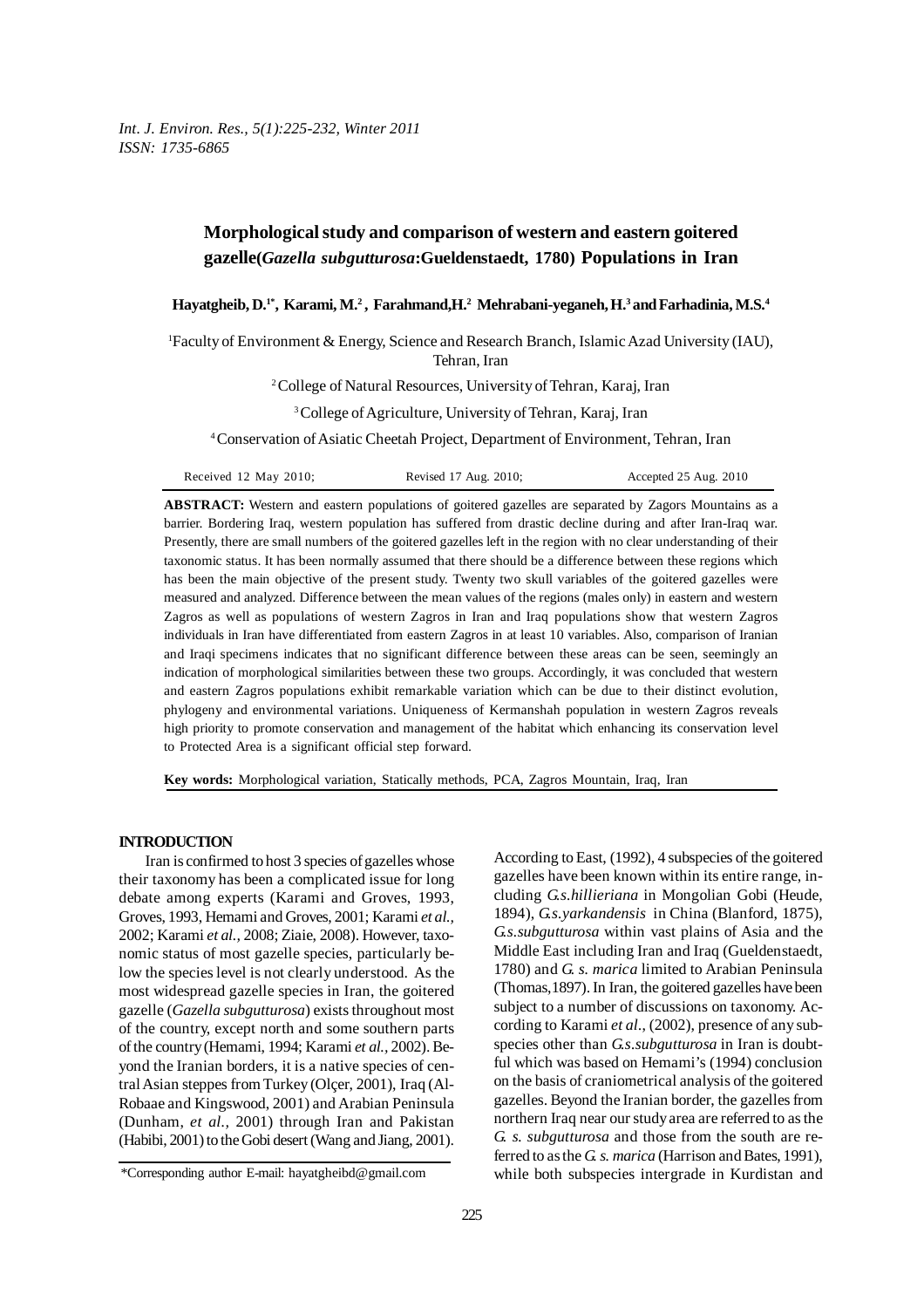# Morphological study and comparison of western and eastern goitered gazelle(*Gazella subgutturosa*:Gueldenstaedt, 1780) Populations in Iran

**Hayatgheib, D.[1*], Karami, M.[2], Farahmand,H.[2] Mehrabani-yeganeh, H.[3] and Farhadinia, M.S.[4]**

[1]Faculty of Environment & Energy, Science and Research Branch, Islamic Azad University (IAU), Tehran, Iran

[2]College of Natural Resources, University of Tehran, Karaj, Iran

[3]College of Agriculture, University of Tehran, Karaj, Iran

[4]Conservation of Asiatic Cheetah Project, Department of Environment, Tehran, Iran

Received 12 May 2010; Revised 17 Aug. 2010; Accepted 25 Aug. 2010

**ABSTRACT:** Western and eastern populations of goitered gazelles are separated by Zagors Mountains as a barrier. Bordering Iraq, western population has suffered from drastic decline during and after Iran-Iraq war. Presently, there are small numbers of the goitered gazelles left in the region with no clear understanding of their taxonomic status. It has been normally assumed that there should be a difference between these regions which has been the main objective of the present study. Twenty two skull variables of the goitered gazelles were measured and analyzed. Difference between the mean values of the regions (males only) in eastern and western Zagros as well as populations of western Zagros in Iran and Iraq populations show that western Zagros individuals in Iran have differentiated from eastern Zagros in at least 10 variables. Also, comparison of Iranian and Iraqi specimens indicates that no significant difference between these areas can be seen, seemingly an indication of morphological similarities between these two groups. Accordingly, it was concluded that western and eastern Zagros populations exhibit remarkable variation which can be due to their distinct evolution, phylogeny and environmental variations. Uniqueness of Kermanshah population in western Zagros reveals high priority to promote conservation and management of the habitat which enhancing its conservation level to Protected Area is a significant official step forward.

**Key words:** Morphological variation, Statically methods, PCA, Zagros Mountain, Iraq, Iran

## INTRODUCTION

Iran is confirmed to host 3 species of gazelles whose their taxonomy has been a complicated issue for long debate among experts (Karami and Groves, 1993, Groves, 1993, Hemami and Groves, 2001; Karami *et al.,* 2002; Karami *et al.,* 2008; Ziaie, 2008). However, taxonomic status of most gazelle species, particularly below the species level is not clearly understood. As the most widespread gazelle species in Iran, the goitered gazelle (*Gazella subgutturosa*) exists throughout most of the country, except north and some southern parts of the country (Hemami, 1994; Karami *et al.,* 2002). Beyond the Iranian borders, it is a native species of central Asian steppes from Turkey (Olçer, 2001), Iraq (Al-Robaae and Kingswood, 2001) and Arabian Peninsula (Dunham, *et al.,* 2001) through Iran and Pakistan (Habibi, 2001) to the Gobi desert (Wang and Jiang, 2001).

According to East, (1992), 4 subspecies of the goitered gazelles have been known within its entire range, including *G.s.hillieriana* in Mongolian Gobi (Heude, 1894), *G.s.yarkandensis* in China (Blanford, 1875), *G.s.subgutturosa* within vast plains of Asia and the Middle East including Iran and Iraq (Gueldenstaedt, 1780) and *G. s. marica* limited to Arabian Peninsula (Thomas,1897). In Iran, the goitered gazelles have been subject to a number of discussions on taxonomy. According to Karami *et al.,* (2002), presence of any subspecies other than *G.s.subgutturosa* in Iran is doubtful which was based on Hemami's (1994) conclusion on the basis of craniometrical analysis of the goitered gazelles. Beyond the Iranian border, the gazelles from northern Iraq near our study area are referred to as the *G. s. subgutturosa* and those from the south are referred to as the *G. s. marica* (Harrison and Bates, 1991), while both subspecies intergrade in Kurdistan and

*Corresponding author E-mail: hayatgheibd@gmail.com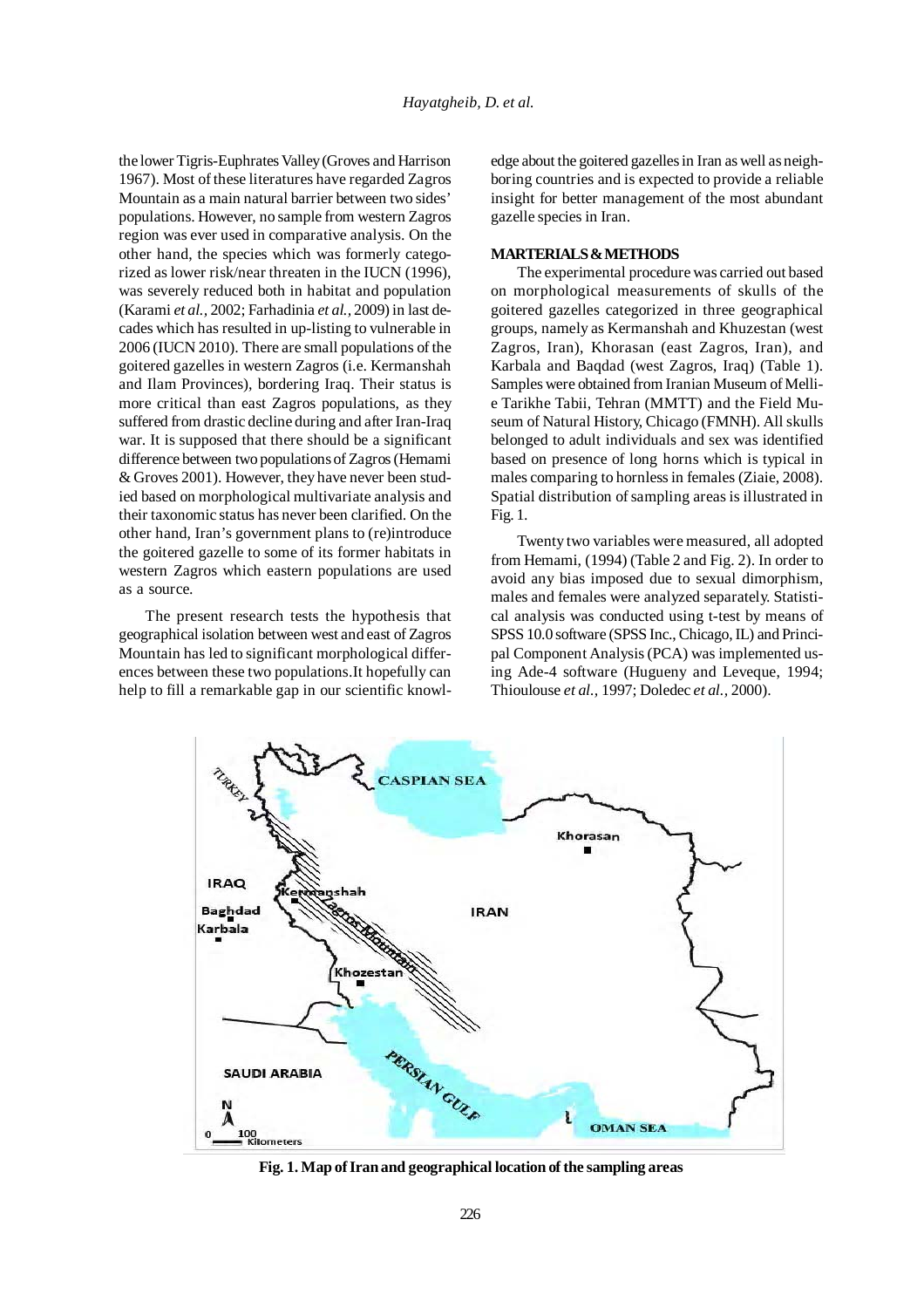the lower Tigris-Euphrates Valley (Groves and Harrison 1967). Most of these literatures have regarded Zagros Mountain as a main natural barrier between two sides' populations. However, no sample from western Zagros region was ever used in comparative analysis. On the other hand, the species which was formerly categorized as lower risk/near threaten in the IUCN (1996), was severely reduced both in habitat and population (Karami *et al.*, 2002; Farhadinia *et al.*, 2009) in last decades which has resulted in up-listing to vulnerable in 2006 (IUCN 2010). There are small populations of the goitered gazelles in western Zagros (i.e. Kermanshah and Ilam Provinces), bordering Iraq. Their status is more critical than east Zagros populations, as they suffered from drastic decline during and after Iran-Iraq war. It is supposed that there should be a significant difference between two populations of Zagros (Hemami & Groves 2001). However, they have never been studied based on morphological multivariate analysis and their taxonomic status has never been clarified. On the other hand, Iran's government plans to (re)introduce the goitered gazelle to some of its former habitats in western Zagros which eastern populations are used as a source.

The present research tests the hypothesis that geographical isolation between west and east of Zagros Mountain has led to significant morphological differences between these two populations.It hopefully can help to fill a remarkable gap in our scientific knowledge about the goitered gazelles in Iran as well as neighboring countries and is expected to provide a reliable insight for better management of the most abundant gazelle species in Iran.

## MARTERIALS & METHODS

The experimental procedure was carried out based on morphological measurements of skulls of the goitered gazelles categorized in three geographical groups, namely as Kermanshah and Khuzestan (west Zagros, Iran), Khorasan (east Zagros, Iran), and Karbala and Baqdad (west Zagros, Iraq) (Table 1). Samples were obtained from Iranian Museum of Melli-e Tarikhe Tabii, Tehran (MMTT) and the Field Museum of Natural History, Chicago (FMNH). All skulls belonged to adult individuals and sex was identified based on presence of long horns which is typical in males comparing to hornless in females (Ziaie, 2008). Spatial distribution of sampling areas is illustrated in Fig. 1.

Twenty two variables were measured, all adopted from Hemami, (1994) (Table 2 and Fig. 2). In order to avoid any bias imposed due to sexual dimorphism, males and females were analyzed separately. Statistical analysis was conducted using t-test by means of SPSS 10.0 software (SPSS Inc., Chicago, IL) and Principal Component Analysis (PCA) was implemented using Ade-4 software (Hugueny and Leveque, 1994; Thioulouse *et al.*, 1997; Doledec *et al.*, 2000).

**Fig. 1. Map of Iran and geographical location of the sampling areas**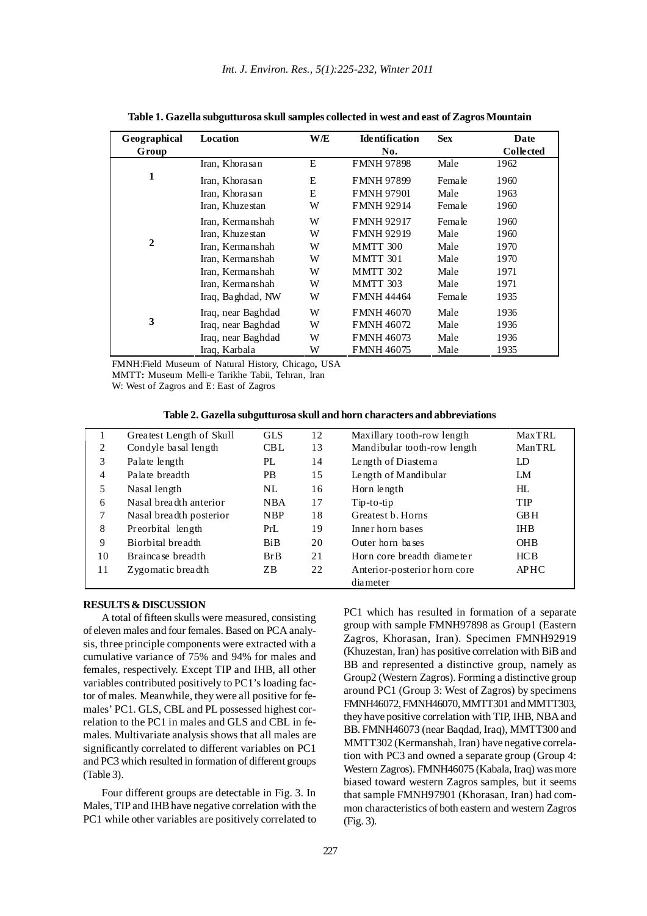**Table 1. Gazella subgutturosa skull samples collected in west and east of Zagros Mountain**

| Geographical Group | Location | W/E | Identification No. | Sex | Date Collected |
|---|---|---|---|---|---|
| 1 | Iran, Khorasan | E | FMNH 97898 | Male | 1962 |
| | Iran, Khorasan | E | FMNH 97899 | Female | 1960 |
| | Iran, Khorasan | E | FMNH 97901 | Male | 1963 |
| | Iran, Khuzestan | W | FMNH 92914 | Female | 1960 |
| 2 | Iran, Kermanshah | W | FMNH 92917 | Female | 1960 |
| | Iran, Khuzestan | W | FMNH 92919 | Male | 1960 |
| | Iran, Kermanshah | W | MMTT 300 | Male | 1970 |
| | Iran, Kermanshah | W | MMTT 301 | Male | 1970 |
| | Iran, Kermanshah | W | MMTT 302 | Male | 1971 |
| | Iran, Kermanshah | W | MMTT 303 | Male | 1971 |
| | Iraq, Baghdad, NW | W | FMNH 44464 | Female | 1935 |
| 3 | Iraq, near Baghdad | W | FMNH 46070 | Male | 1936 |
| | Iraq, near Baghdad | W | FMNH 46072 | Male | 1936 |
| | Iraq, near Baghdad | W | FMNH 46073 | Male | 1936 |
| | Iraq, Karbala | W | FMNH 46075 | Male | 1935 |

FMNH:Field Museum of Natural History, Chicago, USA
MMTT: Museum Melli-e Tarikhe Tabii, Tehran, Iran
W: West of Zagros and E: East of Zagros

**Table 2. Gazella subgutturosa skull and horn characters and abbreviations**

| | | | | | |
|---|---|---|---|---|---|
| 1 | Greatest Length of Skull | GLS | 12 | Maxillary tooth-row length | MaxTRL |
| 2 | Condyle basal length | CBL | 13 | Mandibular tooth-row length | ManTRL |
| 3 | Palate length | PL | 14 | Length of Diastema | LD |
| 4 | Palate breadth | PB | 15 | Length of Mandibular | LM |
| 5 | Nasal length | NL | 16 | Horn length | HL |
| 6 | Nasal breadth anterior | NBA | 17 | Tip-to-tip | TIP |
| 7 | Nasal breadth posterior | NBP | 18 | Greatest b. Horns | GBH |
| 8 | Preorbital length | PrL | 19 | Inner horn bases | IHB |
| 9 | Biorbital breadth | BiB | 20 | Outer horn bases | OHB |
| 10 | Braincase breadth | BrB | 21 | Horn core breadth diameter | HCB |
| 11 | Zygomatic breadth | ZB | 22 | Anterior-posterior horn core diameter | APHC |

## RESULTS & DISCUSSION

A total of fifteen skulls were measured, consisting of eleven males and four females. Based on PCA analysis, three principle components were extracted with a cumulative variance of 75% and 94% for males and females, respectively. Except TIP and IHB, all other variables contributed positively to PC1's loading factor of males. Meanwhile, they were all positive for females' PC1. GLS, CBL and PL possessed highest correlation to the PC1 in males and GLS and CBL in females. Multivariate analysis shows that all males are significantly correlated to different variables on PC1 and PC3 which resulted in formation of different groups (Table 3).

Four different groups are detectable in Fig. 3. In Males, TIP and IHB have negative correlation with the PC1 while other variables are positively correlated to PC1 which has resulted in formation of a separate group with sample FMNH97898 as Group1 (Eastern Zagros, Khorasan, Iran). Specimen FMNH92919 (Khuzestan, Iran) has positive correlation with BiB and BB and represented a distinctive group, namely as Group2 (Western Zagros). Forming a distinctive group around PC1 (Group 3: West of Zagros) by specimens FMNH46072, FMNH46070, MMTT301 and MMTT303, they have positive correlation with TIP, IHB, NBA and BB. FMNH46073 (near Baqdad, Iraq), MMTT300 and MMTT302 (Kermanshah, Iran) have negative correlation with PC3 and owned a separate group (Group 4: Western Zagros). FMNH46075 (Kabala, Iraq) was more biased toward western Zagros samples, but it seems that sample FMNH97901 (Khorasan, Iran) had common characteristics of both eastern and western Zagros (Fig. 3).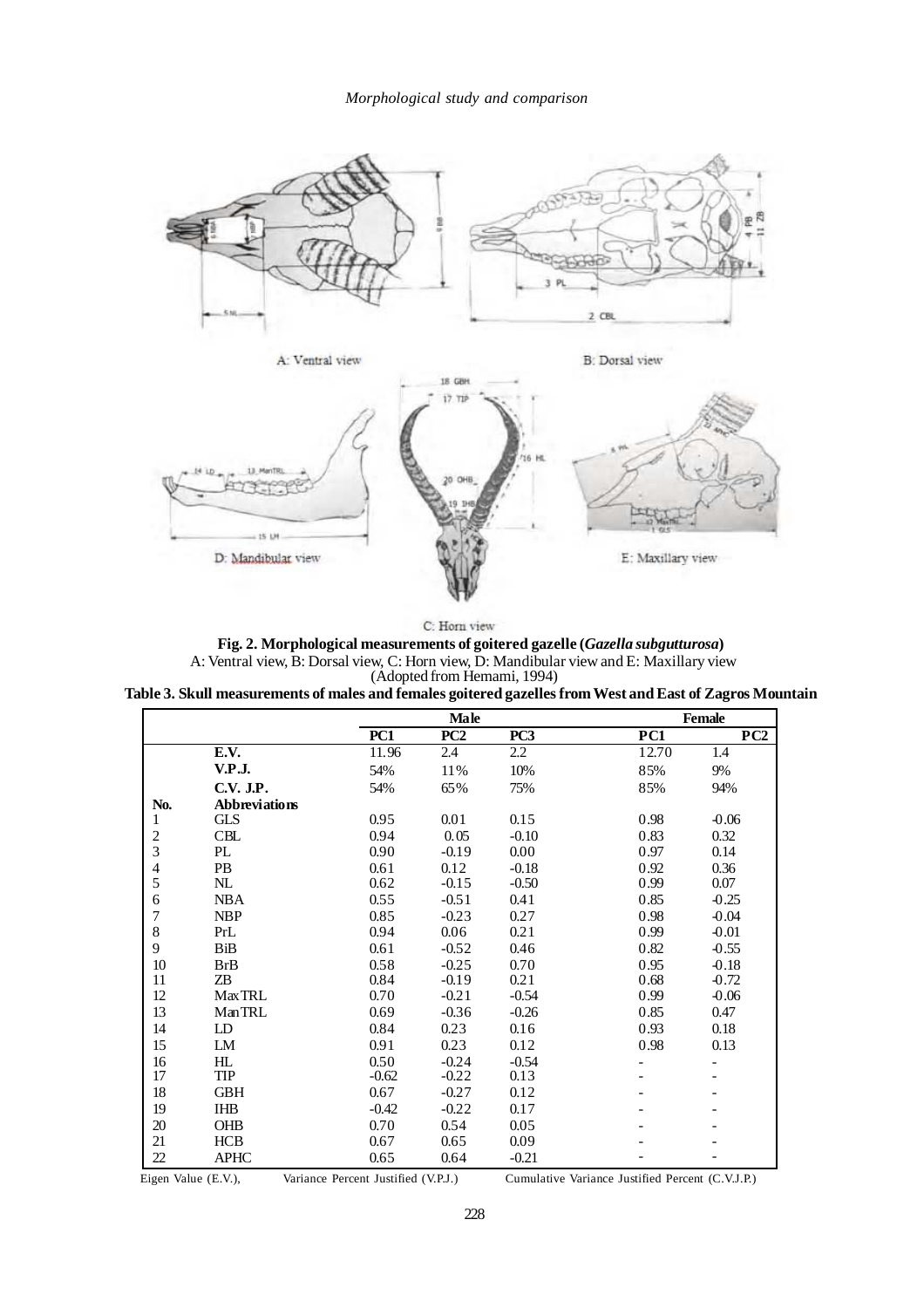**Fig. 2. Morphological measurements of goitered gazelle (*Gazella subgutturosa*)**
A: Ventral view, B: Dorsal view, C: Horn view, D: Mandibular view and E: Maxillary view
(Adopted from Hemami, 1994)

**Table 3. Skull measurements of males and females goitered gazelles from West and East of Zagros Mountain**

| | | Male | | | Female | |
|---|---|---|---|---|---|---|
| | | PC1 | PC2 | PC3 | PC1 | PC2 |
| | E.V. | 11.96 | 2.4 | 2.2 | 12.70 | 1.4 |
| | V.P.J. | 54% | 11% | 10% | 85% | 9% |
| | C.V. J.P. | 54% | 65% | 75% | 85% | 94% |
| No. | Abbreviations | | | | | |
| 1 | GLS | 0.95 | 0.01 | 0.15 | 0.98 | -0.06 |
| 2 | CBL | 0.94 | 0.05 | -0.10 | 0.83 | 0.32 |
| 3 | PL | 0.90 | -0.19 | 0.00 | 0.97 | 0.14 |
| 4 | PB | 0.61 | 0.12 | -0.18 | 0.92 | 0.36 |
| 5 | NL | 0.62 | -0.15 | -0.50 | 0.99 | 0.07 |
| 6 | NBA | 0.55 | -0.51 | 0.41 | 0.85 | -0.25 |
| 7 | NBP | 0.85 | -0.23 | 0.27 | 0.98 | -0.04 |
| 8 | PrL | 0.94 | 0.06 | 0.21 | 0.99 | -0.01 |
| 9 | BiB | 0.61 | -0.52 | 0.46 | 0.82 | -0.55 |
| 10 | BrB | 0.58 | -0.25 | 0.70 | 0.95 | -0.18 |
| 11 | ZB | 0.84 | -0.19 | 0.21 | 0.68 | -0.72 |
| 12 | MaxTRL | 0.70 | -0.21 | -0.54 | 0.99 | -0.06 |
| 13 | ManTRL | 0.69 | -0.36 | -0.26 | 0.85 | 0.47 |
| 14 | LD | 0.84 | 0.23 | 0.16 | 0.93 | 0.18 |
| 15 | LM | 0.91 | 0.23 | 0.12 | 0.98 | 0.13 |
| 16 | HL | 0.50 | -0.24 | -0.54 | - | - |
| 17 | TIP | -0.62 | -0.22 | 0.13 | - | - |
| 18 | GBH | 0.67 | -0.27 | 0.12 | - | - |
| 19 | IHB | -0.42 | -0.22 | 0.17 | - | - |
| 20 | OHB | 0.70 | 0.54 | 0.05 | - | - |
| 21 | HCB | 0.67 | 0.65 | 0.09 | - | - |
| 22 | APHC | 0.65 | 0.64 | -0.21 | - | - |

Eigen Value (E.V.), Variance Percent Justified (V.P.J.) Cumulative Variance Justified Percent (C.V.J.P.)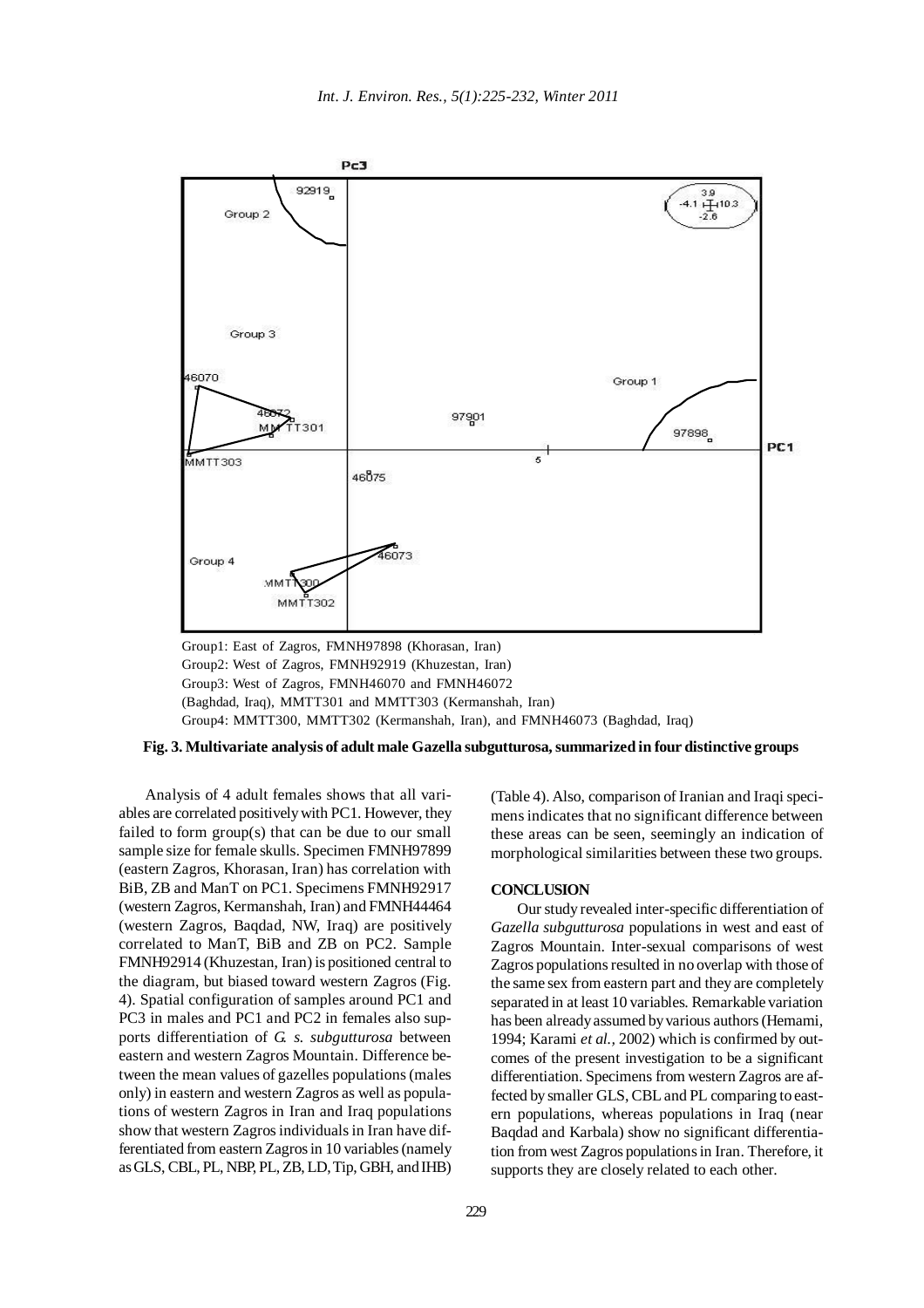Group1: East of Zagros, FMNH97898 (Khorasan, Iran)
Group2: West of Zagros, FMNH92919 (Khuzestan, Iran)
Group3: West of Zagros, FMNH46070 and FMNH46072 (Baghdad, Iraq), MMTT301 and MMTT303 (Kermanshah, Iran)
Group4: MMTT300, MMTT302 (Kermanshah, Iran), and FMNH46073 (Baghdad, Iraq)

**Fig. 3. Multivariate analysis of adult male Gazella subgutturosa, summarized in four distinctive groups**

Analysis of 4 adult females shows that all variables are correlated positively with PC1. However, they failed to form group(s) that can be due to our small sample size for female skulls. Specimen FMNH97899 (eastern Zagros, Khorasan, Iran) has correlation with BiB, ZB and ManT on PC1. Specimens FMNH92917 (western Zagros, Kermanshah, Iran) and FMNH44464 (western Zagros, Baqdad, NW, Iraq) are positively correlated to ManT, BiB and ZB on PC2. Sample FMNH92914 (Khuzestan, Iran) is positioned central to the diagram, but biased toward western Zagros (Fig. 4). Spatial configuration of samples around PC1 and PC3 in males and PC1 and PC2 in females also supports differentiation of *G. s. subgutturosa* between eastern and western Zagros Mountain. Difference between the mean values of gazelles populations (males only) in eastern and western Zagros as well as populations of western Zagros in Iran and Iraq populations show that western Zagros individuals in Iran have differentiated from eastern Zagros in 10 variables (namely as GLS, CBL, PL, NBP, PL, ZB, LD, Tip, GBH, and IHB) (Table 4). Also, comparison of Iranian and Iraqi specimens indicates that no significant difference between these areas can be seen, seemingly an indication of morphological similarities between these two groups.

## CONCLUSION

Our study revealed inter-specific differentiation of *Gazella subgutturosa* populations in west and east of Zagros Mountain. Inter-sexual comparisons of west Zagros populations resulted in no overlap with those of the same sex from eastern part and they are completely separated in at least 10 variables. Remarkable variation has been already assumed by various authors (Hemami, 1994; Karami *et al.,* 2002) which is confirmed by outcomes of the present investigation to be a significant differentiation. Specimens from western Zagros are affected by smaller GLS, CBL and PL comparing to eastern populations, whereas populations in Iraq (near Baqdad and Karbala) show no significant differentiation from west Zagros populations in Iran. Therefore, it supports they are closely related to each other.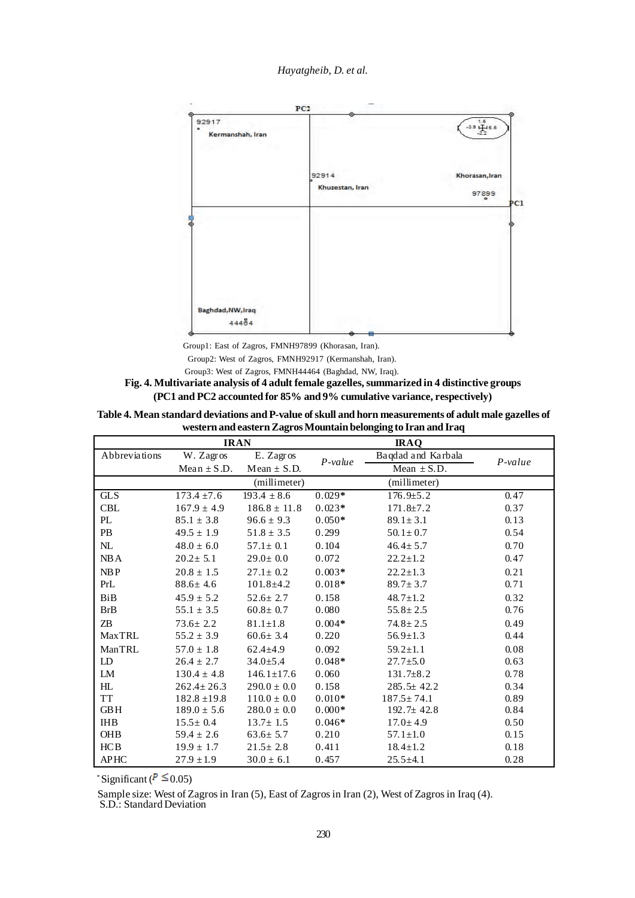Group1: East of Zagros, FMNH97899 (Khorasan, Iran).

Group2: West of Zagros, FMNH92917 (Kermanshah, Iran).

Group3: West of Zagros, FMNH44464 (Baghdad, NW, Iraq).

**Fig. 4. Multivariate analysis of 4 adult female gazelles, summarized in 4 distinctive groups (PC1 and PC2 accounted for 85% and 9% cumulative variance, respectively)**

**Table 4. Mean standard deviations and P-value of skull and horn measurements of adult male gazelles of western and eastern Zagros Mountain belonging to Iran and Iraq**

| | IRAN | | | IRAQ | |
|---|---|---|---|---|---|
| Abbreviations | W. Zagros Mean ± S.D. | E. Zagros Mean ± S.D. | *P-value* | Baqdad and Karbala Mean ± S.D. | *P-value* |
| | (millimeter) | | | (millimeter) | |
| GLS | 173.4 ±7.6 | 193.4 ± 8.6 | 0.029* | 176.9±5.2 | 0.47 |
| CBL | 167.9 ± 4.9 | 186.8 ± 11.8 | 0.023* | 171.8±7.2 | 0.37 |
| PL | 85.1 ± 3.8 | 96.6 ± 9.3 | 0.050* | 89.1± 3.1 | 0.13 |
| PB | 49.5 ± 1.9 | 51.8 ± 3.5 | 0.299 | 50.1± 0.7 | 0.54 |
| NL | 48.0 ± 6.0 | 57.1± 0.1 | 0.104 | 46.4± 5.7 | 0.70 |
| NBA | 20.2± 5.1 | 29.0± 0.0 | 0.072 | 22.2±1.2 | 0.47 |
| NBP | 20.8 ± 1.5 | 27.1± 0.2 | 0.003* | 22.2±1.3 | 0.21 |
| PrL | 88.6± 4.6 | 101.8±4.2 | 0.018* | 89.7± 3.7 | 0.71 |
| BiB | 45.9 ± 5.2 | 52.6± 2.7 | 0.158 | 48.7±1.2 | 0.32 |
| BrB | 55.1 ± 3.5 | 60.8± 0.7 | 0.080 | 55.8± 2.5 | 0.76 |
| ZB | 73.6± 2.2 | 81.1±1.8 | 0.004* | 74.8± 2.5 | 0.49 |
| MaxTRL | 55.2 ± 3.9 | 60.6± 3.4 | 0.220 | 56.9±1.3 | 0.44 |
| ManTRL | 57.0 ± 1.8 | 62.4±4.9 | 0.092 | 59.2±1.1 | 0.08 |
| LD | 26.4 ± 2.7 | 34.0±5.4 | 0.048* | 27.7±5.0 | 0.63 |
| LM | 130.4 ± 4.8 | 146.1±17.6 | 0.060 | 131.7±8.2 | 0.78 |
| HL | 262.4± 26.3 | 290.0 ± 0.0 | 0.158 | 285.5± 42.2 | 0.34 |
| TT | 182.8 ±19.8 | 110.0 ± 0.0 | 0.010* | 187.5± 74.1 | 0.89 |
| GBH | 189.0 ± 5.6 | 280.0 ± 0.0 | 0.000* | 192.7± 42.8 | 0.84 |
| IHB | 15.5± 0.4 | 13.7± 1.5 | 0.046* | 17.0± 4.9 | 0.50 |
| OHB | 59.4 ± 2.6 | 63.6± 5.7 | 0.210 | 57.1±1.0 | 0.15 |
| HCB | 19.9 ± 1.7 | 21.5± 2.8 | 0.411 | 18.4±1.2 | 0.18 |
| APHC | 27.9 ±1.9 | 30.0 ± 6.1 | 0.457 | 25.5±4.1 | 0.28 |

* Significant ($P \leq 0.05$)

Sample size: West of Zagros in Iran (5), East of Zagros in Iran (2), West of Zagros in Iraq (4).
S.D.: Standard Deviation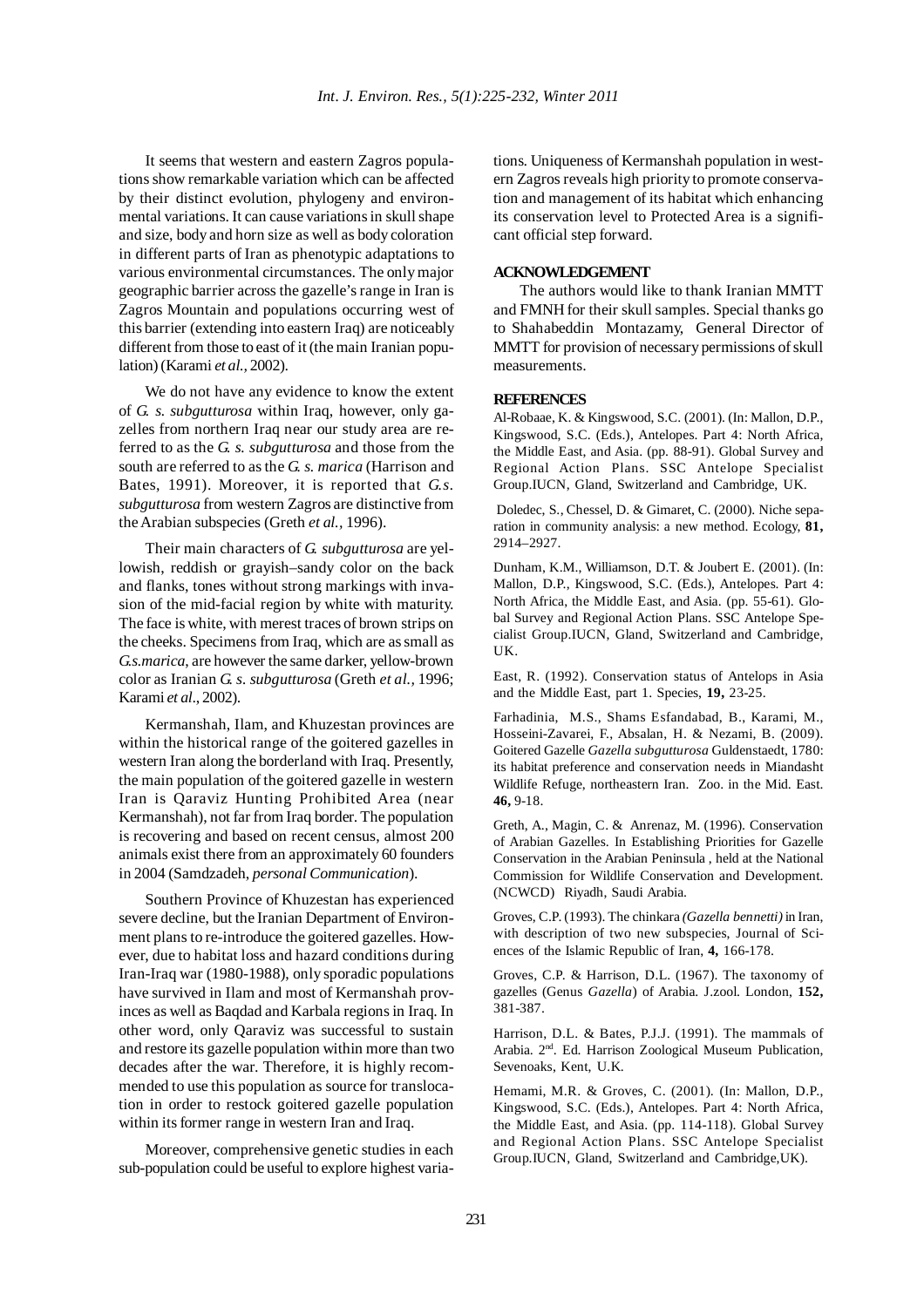It seems that western and eastern Zagros populations show remarkable variation which can be affected by their distinct evolution, phylogeny and environmental variations. It can cause variations in skull shape and size, body and horn size as well as body coloration in different parts of Iran as phenotypic adaptations to various environmental circumstances. The only major geographic barrier across the gazelle's range in Iran is Zagros Mountain and populations occurring west of this barrier (extending into eastern Iraq) are noticeably different from those to east of it (the main Iranian population) (Karami *et al.,* 2002).

We do not have any evidence to know the extent of *G. s. subgutturosa* within Iraq, however, only gazelles from northern Iraq near our study area are referred to as the *G. s. subgutturosa* and those from the south are referred to as the *G. s. marica* (Harrison and Bates, 1991). Moreover, it is reported that *G.s. subgutturosa* from western Zagros are distinctive from the Arabian subspecies (Greth *et al.*, 1996).

Their main characters of *G. subgutturosa* are yellowish, reddish or grayish–sandy color on the back and flanks, tones without strong markings with invasion of the mid-facial region by white with maturity. The face is white, with merest traces of brown strips on the cheeks. Specimens from Iraq, which are as small as *G.s.marica*, are however the same darker, yellow-brown color as Iranian *G. s. subgutturosa* (Greth *et al.*, 1996; Karami *et al*., 2002).

Kermanshah, Ilam, and Khuzestan provinces are within the historical range of the goitered gazelles in western Iran along the borderland with Iraq. Presently, the main population of the goitered gazelle in western Iran is Qaraviz Hunting Prohibited Area (near Kermanshah), not far from Iraq border. The population is recovering and based on recent census, almost 200 animals exist there from an approximately 60 founders in 2004 (Samdzadeh, *personal Communication*).

Southern Province of Khuzestan has experienced severe decline, but the Iranian Department of Environment plans to re-introduce the goitered gazelles. However, due to habitat loss and hazard conditions during Iran-Iraq war (1980-1988), only sporadic populations have survived in Ilam and most of Kermanshah provinces as well as Baqdad and Karbala regions in Iraq. In other word, only Qaraviz was successful to sustain and restore its gazelle population within more than two decades after the war. Therefore, it is highly recommended to use this population as source for translocation in order to restock goitered gazelle population within its former range in western Iran and Iraq.

Moreover, comprehensive genetic studies in each sub-population could be useful to explore highest variations. Uniqueness of Kermanshah population in western Zagros reveals high priority to promote conservation and management of its habitat which enhancing its conservation level to Protected Area is a significant official step forward.

## ACKNOWLEDGEMENT

The authors would like to thank Iranian MMTT and FMNH for their skull samples. Special thanks go to Shahabeddin Montazamy, General Director of MMTT for provision of necessary permissions of skull measurements.

## REFERENCES

Al-Robaae, K. & Kingswood, S.C. (2001). (In: Mallon, D.P., Kingswood, S.C. (Eds.), Antelopes. Part 4: North Africa, the Middle East, and Asia. (pp. 88-91). Global Survey and Regional Action Plans. SSC Antelope Specialist Group.IUCN, Gland, Switzerland and Cambridge, UK.

Doledec, S., Chessel, D. & Gimaret, C. (2000). Niche separation in community analysis: a new method. Ecology, **81,** 2914–2927.

Dunham, K.M., Williamson, D.T. & Joubert E. (2001). (In: Mallon, D.P., Kingswood, S.C. (Eds.), Antelopes. Part 4: North Africa, the Middle East, and Asia. (pp. 55-61). Global Survey and Regional Action Plans. SSC Antelope Specialist Group.IUCN, Gland, Switzerland and Cambridge, UK.

East, R. (1992). Conservation status of Antelops in Asia and the Middle East, part 1. Species, **19,** 23-25.

Farhadinia, M.S., Shams Esfandabad, B., Karami, M., Hosseini-Zavarei, F., Absalan, H. & Nezami, B. (2009). Goitered Gazelle *Gazella subgutturosa* Guldenstaedt, 1780: its habitat preference and conservation needs in Miandasht Wildlife Refuge, northeastern Iran. Zoo. in the Mid. East. **46,** 9-18.

Greth, A., Magin, C. & Anrenaz, M. (1996). Conservation of Arabian Gazelles. In Establishing Priorities for Gazelle Conservation in the Arabian Peninsula , held at the National Commission for Wildlife Conservation and Development. (NCWCD) Riyadh, Saudi Arabia.

Groves, C.P. (1993). The chinkara *(Gazella bennetti)* in Iran, with description of two new subspecies, Journal of Sciences of the Islamic Republic of Iran, **4,** 166-178.

Groves, C.P. & Harrison, D.L. (1967). The taxonomy of gazelles (Genus *Gazella*) of Arabia. J.zool. London, **152,** 381-387.

Harrison, D.L. & Bates, P.J.J. (1991). The mammals of Arabia. 2nd. Ed. Harrison Zoological Museum Publication, Sevenoaks, Kent, U.K.

Hemami, M.R. & Groves, C. (2001). (In: Mallon, D.P., Kingswood, S.C. (Eds.), Antelopes. Part 4: North Africa, the Middle East, and Asia. (pp. 114-118). Global Survey and Regional Action Plans. SSC Antelope Specialist Group.IUCN, Gland, Switzerland and Cambridge,UK).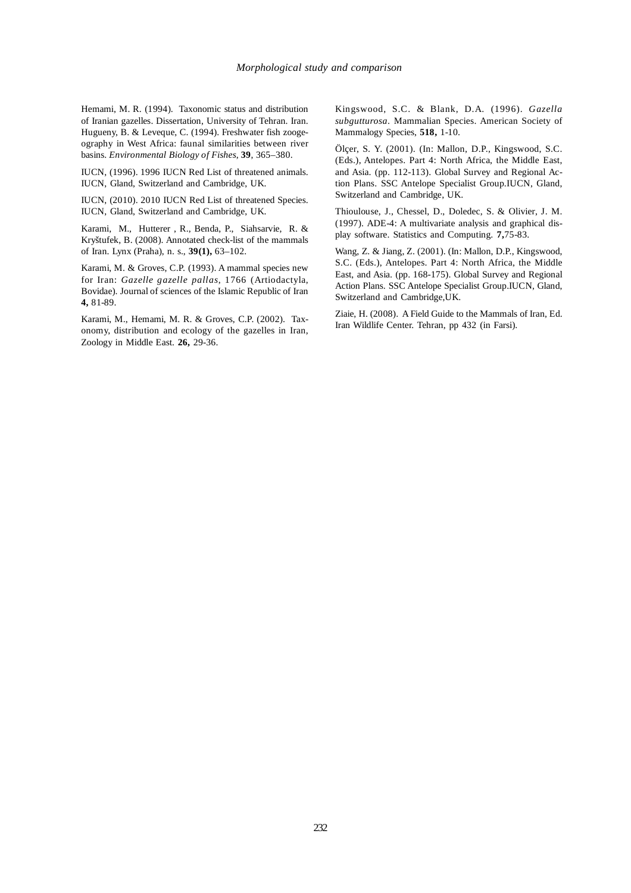Hemami, M. R. (1994). Taxonomic status and distribution of Iranian gazelles. Dissertation, University of Tehran. Iran. Hugueny, B. & Leveque, C. (1994). Freshwater fish zoogeography in West Africa: faunal similarities between river basins. *Environmental Biology of Fishes*, **39**, 365–380.

IUCN, (1996). 1996 IUCN Red List of threatened animals. IUCN, Gland, Switzerland and Cambridge, UK.

IUCN, (2010). 2010 IUCN Red List of threatened Species. IUCN, Gland, Switzerland and Cambridge, UK.

Karami, M., Hutterer , R., Benda, P., Siahsarvie, R. & Kryštufek, B. (2008). Annotated check-list of the mammals of Iran. Lynx (Praha), n. s., **39(1),** 63–102.

Karami, M. & Groves, C.P. (1993). A mammal species new for Iran: *Gazelle gazelle pallas*, 1766 (Artiodactyla, Bovidae). Journal of sciences of the Islamic Republic of Iran **4,** 81-89.

Karami, M., Hemami, M. R. & Groves, C.P. (2002). Taxonomy, distribution and ecology of the gazelles in Iran, Zoology in Middle East. **26,** 29-36.

Kingswood, S.C. & Blank, D.A. (1996). *Gazella subgutturosa*. Mammalian Species. American Society of Mammalogy Species, **518,** 1-10.

Ölçer, S. Y. (2001). (In: Mallon, D.P., Kingswood, S.C. (Eds.), Antelopes. Part 4: North Africa, the Middle East, and Asia. (pp. 112-113). Global Survey and Regional Action Plans. SSC Antelope Specialist Group.IUCN, Gland, Switzerland and Cambridge, UK.

Thioulouse, J., Chessel, D., Doledec, S. & Olivier, J. M. (1997). ADE-4: A multivariate analysis and graphical display software. Statistics and Computing. **7,**75-83.

Wang, Z. & Jiang, Z. (2001). (In: Mallon, D.P., Kingswood, S.C. (Eds.), Antelopes. Part 4: North Africa, the Middle East, and Asia. (pp. 168-175). Global Survey and Regional Action Plans. SSC Antelope Specialist Group.IUCN, Gland, Switzerland and Cambridge,UK.

Ziaie, H. (2008). A Field Guide to the Mammals of Iran, Ed. Iran Wildlife Center. Tehran, pp 432 (in Farsi).